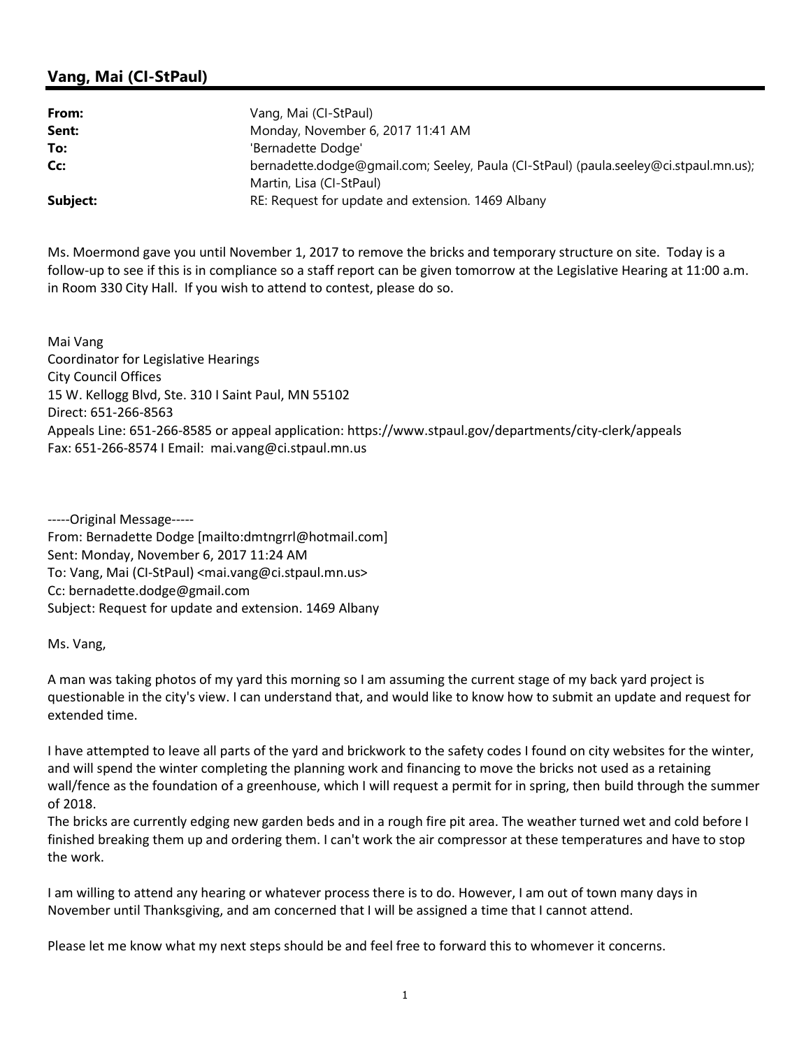## Vang, Mai (CI-StPaul)

| | |
|---|---|
| **From:** | Vang, Mai (CI-StPaul) |
| **Sent:** | Monday, November 6, 2017 11:41 AM |
| **To:** | 'Bernadette Dodge' |
| **Cc:** | bernadette.dodge@gmail.com; Seeley, Paula (CI-StPaul) (paula.seeley@ci.stpaul.mn.us); Martin, Lisa (CI-StPaul) |
| **Subject:** | RE: Request for update and extension. 1469 Albany |

Ms. Moermond gave you until November 1, 2017 to remove the bricks and temporary structure on site. Today is a follow-up to see if this is in compliance so a staff report can be given tomorrow at the Legislative Hearing at 11:00 a.m. in Room 330 City Hall. If you wish to attend to contest, please do so.

Mai Vang
Coordinator for Legislative Hearings
City Council Offices
15 W. Kellogg Blvd, Ste. 310 I Saint Paul, MN 55102
Direct: 651-266-8563
Appeals Line: 651-266-8585 or appeal application: https://www.stpaul.gov/departments/city-clerk/appeals
Fax: 651-266-8574 I Email: mai.vang@ci.stpaul.mn.us

-----Original Message-----
From: Bernadette Dodge [mailto:dmtngrrl@hotmail.com]
Sent: Monday, November 6, 2017 11:24 AM
To: Vang, Mai (CI-StPaul) <mai.vang@ci.stpaul.mn.us>
Cc: bernadette.dodge@gmail.com
Subject: Request for update and extension. 1469 Albany

Ms. Vang,

A man was taking photos of my yard this morning so I am assuming the current stage of my back yard project is questionable in the city's view. I can understand that, and would like to know how to submit an update and request for extended time.

I have attempted to leave all parts of the yard and brickwork to the safety codes I found on city websites for the winter, and will spend the winter completing the planning work and financing to move the bricks not used as a retaining wall/fence as the foundation of a greenhouse, which I will request a permit for in spring, then build through the summer of 2018.
The bricks are currently edging new garden beds and in a rough fire pit area. The weather turned wet and cold before I finished breaking them up and ordering them. I can't work the air compressor at these temperatures and have to stop the work.

I am willing to attend any hearing or whatever process there is to do. However, I am out of town many days in November until Thanksgiving, and am concerned that I will be assigned a time that I cannot attend.

Please let me know what my next steps should be and feel free to forward this to whomever it concerns.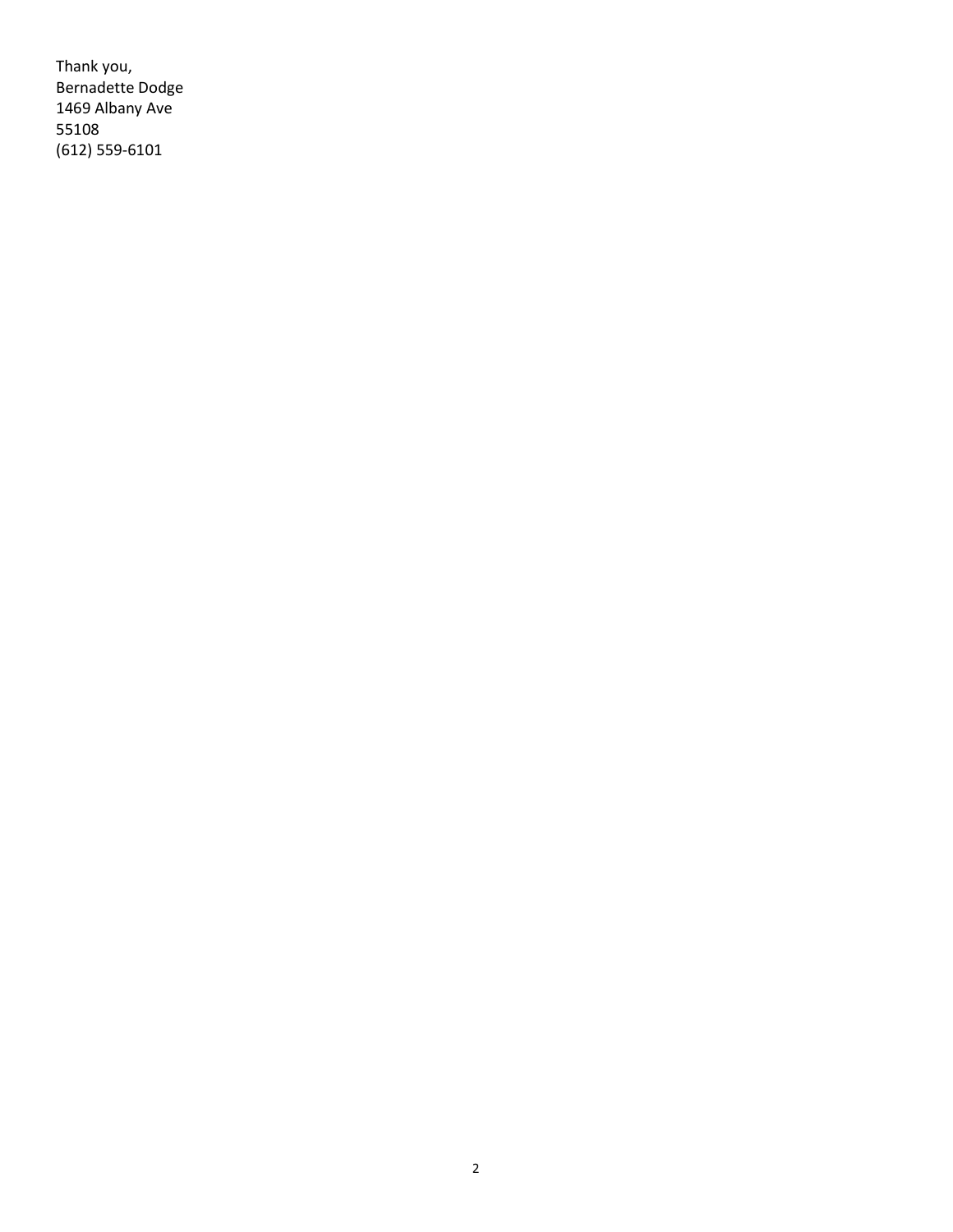Thank you,
Bernadette Dodge
1469 Albany Ave
55108
(612) 559-6101